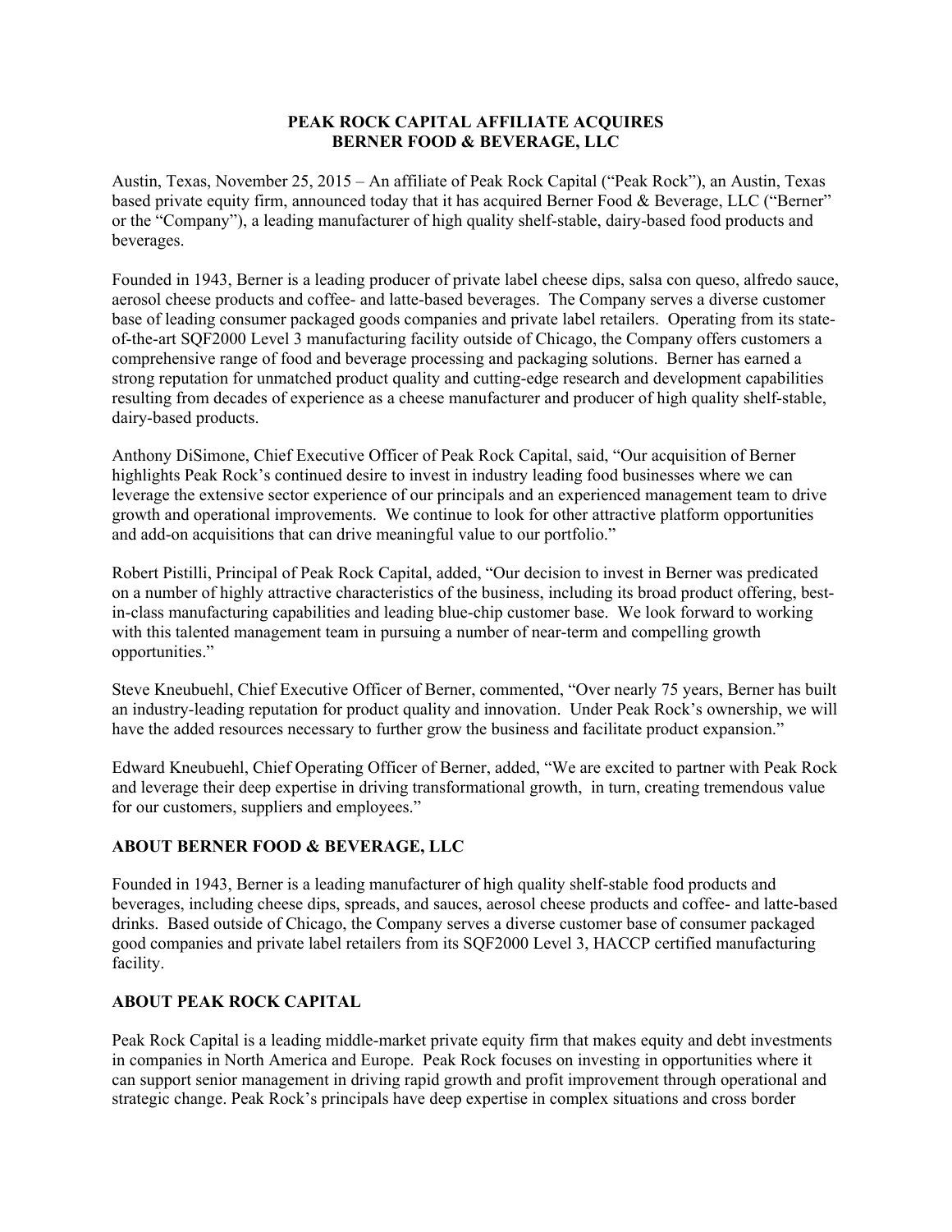# PEAK ROCK CAPITAL AFFILIATE ACQUIRES BERNER FOOD & BEVERAGE, LLC

Austin, Texas, November 25, 2015 – An affiliate of Peak Rock Capital ("Peak Rock"), an Austin, Texas based private equity firm, announced today that it has acquired Berner Food & Beverage, LLC ("Berner" or the "Company"), a leading manufacturer of high quality shelf-stable, dairy-based food products and beverages.

Founded in 1943, Berner is a leading producer of private label cheese dips, salsa con queso, alfredo sauce, aerosol cheese products and coffee- and latte-based beverages. The Company serves a diverse customer base of leading consumer packaged goods companies and private label retailers. Operating from its state-of-the-art SQF2000 Level 3 manufacturing facility outside of Chicago, the Company offers customers a comprehensive range of food and beverage processing and packaging solutions. Berner has earned a strong reputation for unmatched product quality and cutting-edge research and development capabilities resulting from decades of experience as a cheese manufacturer and producer of high quality shelf-stable, dairy-based products.

Anthony DiSimone, Chief Executive Officer of Peak Rock Capital, said, "Our acquisition of Berner highlights Peak Rock's continued desire to invest in industry leading food businesses where we can leverage the extensive sector experience of our principals and an experienced management team to drive growth and operational improvements. We continue to look for other attractive platform opportunities and add-on acquisitions that can drive meaningful value to our portfolio."

Robert Pistilli, Principal of Peak Rock Capital, added, "Our decision to invest in Berner was predicated on a number of highly attractive characteristics of the business, including its broad product offering, best-in-class manufacturing capabilities and leading blue-chip customer base. We look forward to working with this talented management team in pursuing a number of near-term and compelling growth opportunities."

Steve Kneubuehl, Chief Executive Officer of Berner, commented, "Over nearly 75 years, Berner has built an industry-leading reputation for product quality and innovation. Under Peak Rock's ownership, we will have the added resources necessary to further grow the business and facilitate product expansion."

Edward Kneubuehl, Chief Operating Officer of Berner, added, "We are excited to partner with Peak Rock and leverage their deep expertise in driving transformational growth, in turn, creating tremendous value for our customers, suppliers and employees."

## ABOUT BERNER FOOD & BEVERAGE, LLC

Founded in 1943, Berner is a leading manufacturer of high quality shelf-stable food products and beverages, including cheese dips, spreads, and sauces, aerosol cheese products and coffee- and latte-based drinks. Based outside of Chicago, the Company serves a diverse customer base of consumer packaged good companies and private label retailers from its SQF2000 Level 3, HACCP certified manufacturing facility.

## ABOUT PEAK ROCK CAPITAL

Peak Rock Capital is a leading middle-market private equity firm that makes equity and debt investments in companies in North America and Europe. Peak Rock focuses on investing in opportunities where it can support senior management in driving rapid growth and profit improvement through operational and strategic change. Peak Rock's principals have deep expertise in complex situations and cross border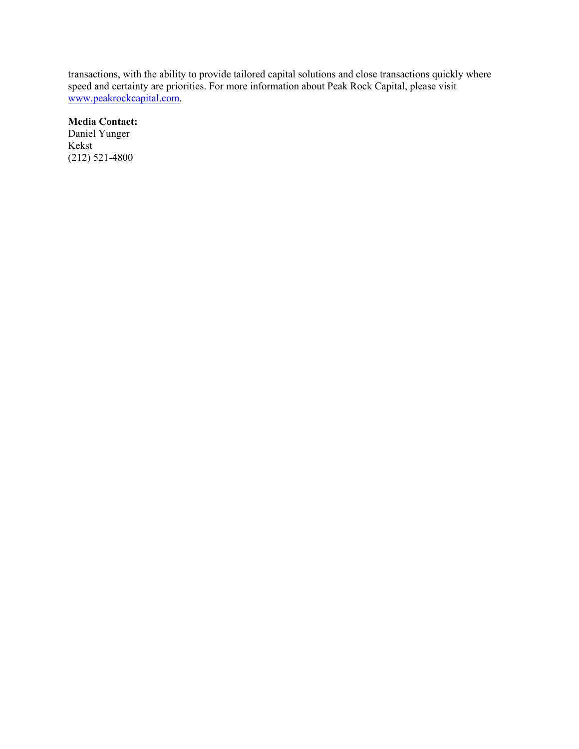transactions, with the ability to provide tailored capital solutions and close transactions quickly where speed and certainty are priorities. For more information about Peak Rock Capital, please visit www.peakrockcapital.com.

**Media Contact:**
Daniel Yunger
Kekst
(212) 521-4800